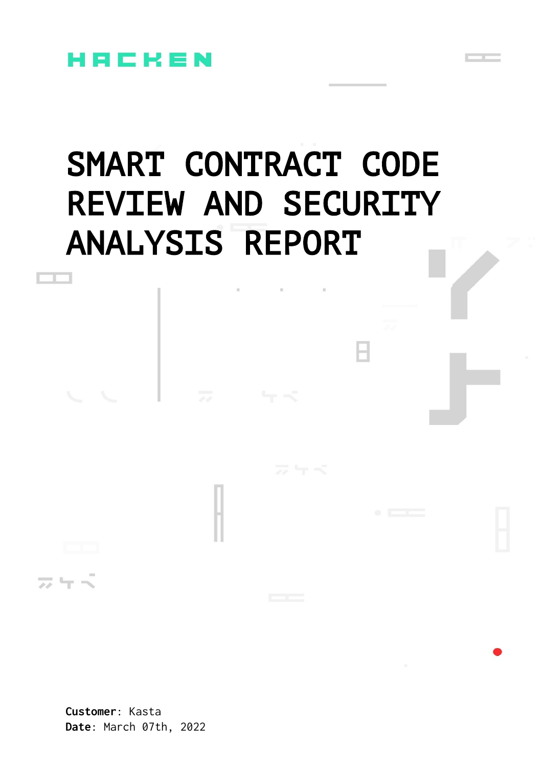HACKEN

# SMART CONTRACT CODE REVIEW AND SECURITY ANALYSIS REPORT

**Customer**: Kasta
**Date**: March 07th, 2022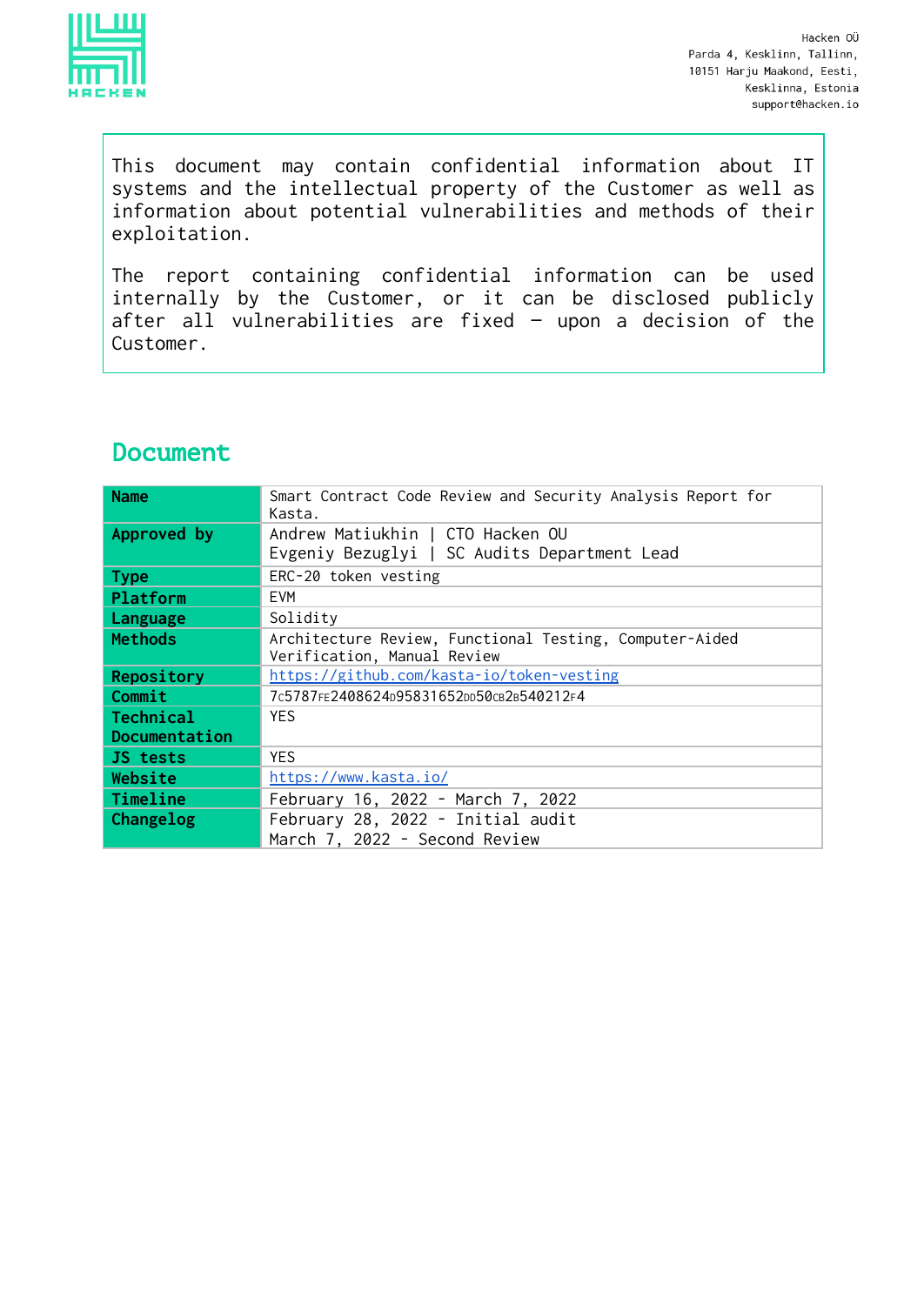Hacken OÜ
Parda 4, Kesklinn, Tallinn,
10151 Harju Maakond, Eesti,
Kesklinna, Estonia
support@hacken.io

This document may contain confidential information about IT systems and the intellectual property of the Customer as well as information about potential vulnerabilities and methods of their exploitation.

The report containing confidential information can be used internally by the Customer, or it can be disclosed publicly after all vulnerabilities are fixed — upon a decision of the Customer.

## Document

| | |
|---|---|
| **Name** | Smart Contract Code Review and Security Analysis Report for Kasta. |
| **Approved by** | Andrew Matiukhin \| CTO Hacken OU<br>Evgeniy Bezuglyi \| SC Audits Department Lead |
| **Type** | ERC-20 token vesting |
| **Platform** | EVM |
| **Language** | Solidity |
| **Methods** | Architecture Review, Functional Testing, Computer-Aided Verification, Manual Review |
| **Repository** | https://github.com/kasta-io/token-vesting |
| **Commit** | 7c5787fe2408624d95831652dd50cb2b540212f4 |
| **Technical Documentation** | YES |
| **JS tests** | YES |
| **Website** | https://www.kasta.io/ |
| **Timeline** | February 16, 2022 - March 7, 2022 |
| **Changelog** | February 28, 2022 - Initial audit<br>March 7, 2022 - Second Review |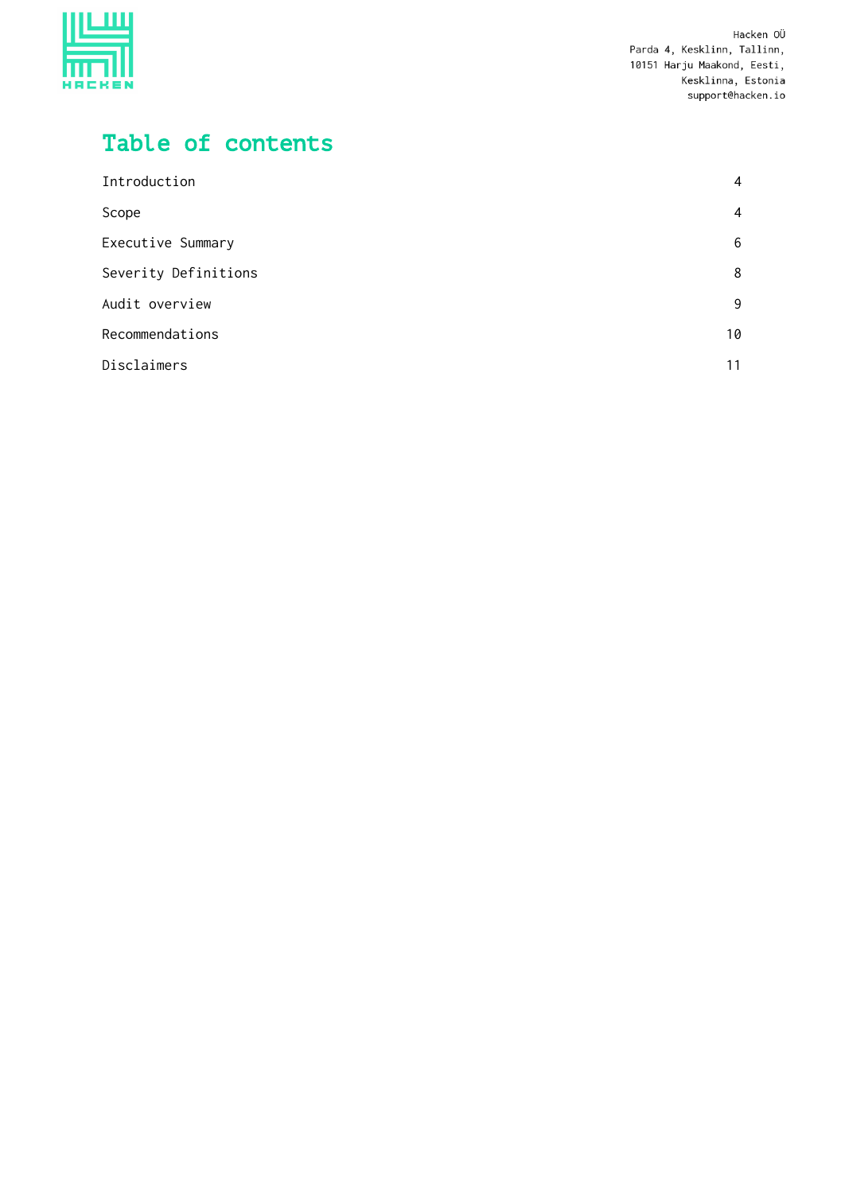# Table of contents

| | |
|---|---|
| Introduction | 4 |
| Scope | 4 |
| Executive Summary | 6 |
| Severity Definitions | 8 |
| Audit overview | 9 |
| Recommendations | 10 |
| Disclaimers | 11 |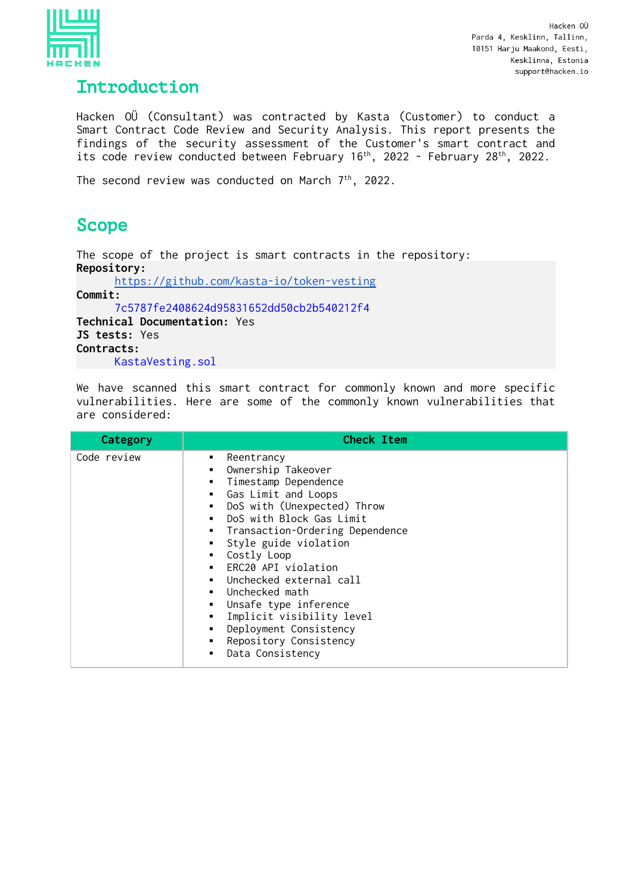# Introduction

Hacken OÜ (Consultant) was contracted by Kasta (Customer) to conduct a Smart Contract Code Review and Security Analysis. This report presents the findings of the security assessment of the Customer's smart contract and its code review conducted between February 16th, 2022 - February 28th, 2022.

The second review was conducted on March 7th, 2022.

# Scope

The scope of the project is smart contracts in the repository:

**Repository:**
[https://github.com/kasta-io/token-vesting](https://github.com/kasta-io/token-vesting)
**Commit:**
7c5787fe2408624d95831652dd50cb2b540212f4
**Technical Documentation:** Yes
**JS tests:** Yes
**Contracts:**
KastaVesting.sol

We have scanned this smart contract for commonly known and more specific vulnerabilities. Here are some of the commonly known vulnerabilities that are considered:

| Category | Check Item |
| --- | --- |
| Code review | ▪ Reentrancy<br>▪ Ownership Takeover<br>▪ Timestamp Dependence<br>▪ Gas Limit and Loops<br>▪ DoS with (Unexpected) Throw<br>▪ DoS with Block Gas Limit<br>▪ Transaction-Ordering Dependence<br>▪ Style guide violation<br>▪ Costly Loop<br>▪ ERC20 API violation<br>▪ Unchecked external call<br>▪ Unchecked math<br>▪ Unsafe type inference<br>▪ Implicit visibility level<br>▪ Deployment Consistency<br>▪ Repository Consistency<br>▪ Data Consistency |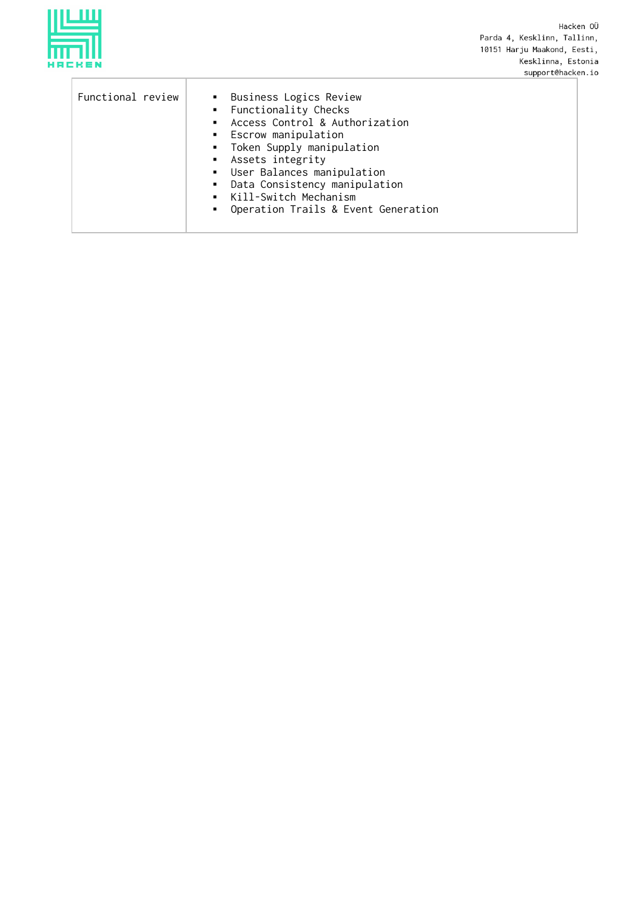| | |
|---|---|
| Functional review | ▪ Business Logics Review<br>▪ Functionality Checks<br>▪ Access Control & Authorization<br>▪ Escrow manipulation<br>▪ Token Supply manipulation<br>▪ Assets integrity<br>▪ User Balances manipulation<br>▪ Data Consistency manipulation<br>▪ Kill-Switch Mechanism<br>▪ Operation Trails & Event Generation |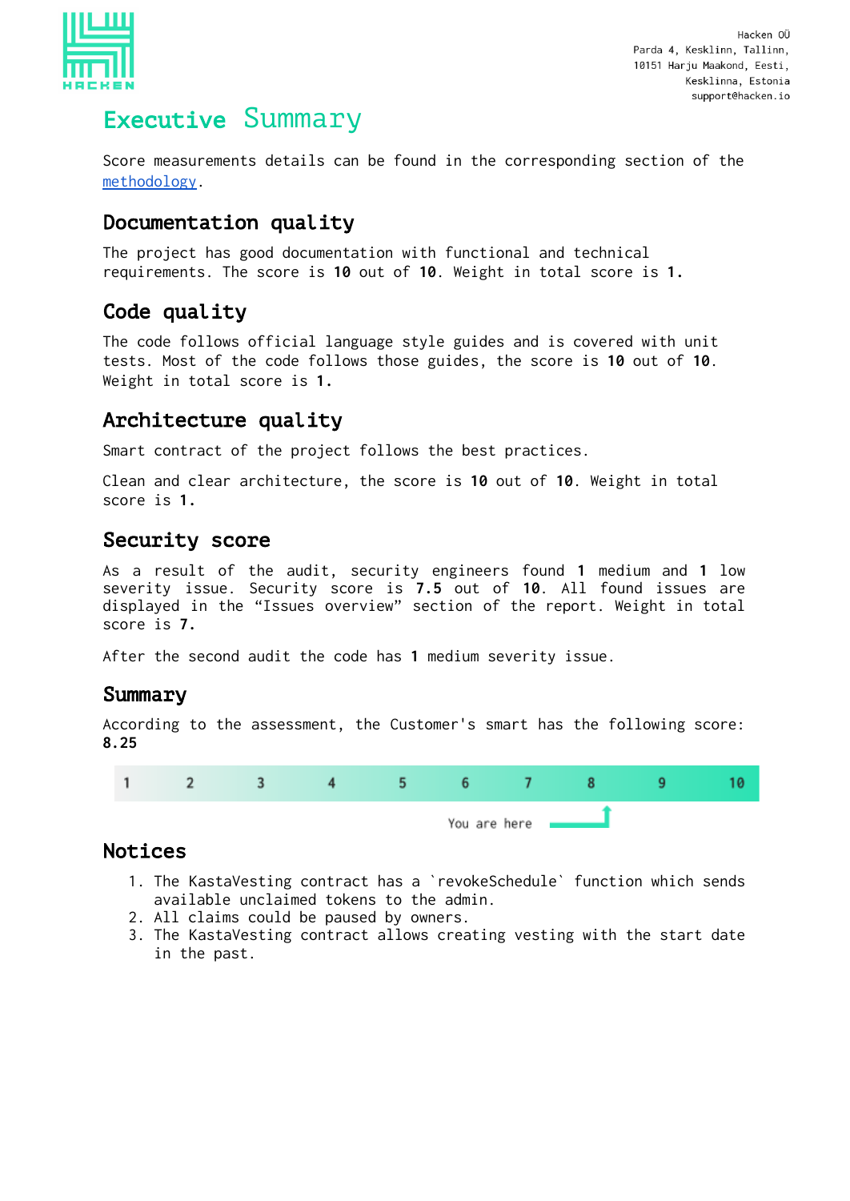# Executive Summary

Score measurements details can be found in the corresponding section of the methodology.

## Documentation quality

The project has good documentation with functional and technical requirements. The score is **10** out of **10**. Weight in total score is **1.**

## Code quality

The code follows official language style guides and is covered with unit tests. Most of the code follows those guides, the score is **10** out of **10**. Weight in total score is **1.**

## Architecture quality

Smart contract of the project follows the best practices.

Clean and clear architecture, the score is **10** out of **10**. Weight in total score is **1.**

## Security score

As a result of the audit, security engineers found **1** medium and **1** low severity issue. Security score is **7.5** out of **10**. All found issues are displayed in the "Issues overview" section of the report. Weight in total score is **7.**

After the second audit the code has **1** medium severity issue.

## Summary

According to the assessment, the Customer's smart has the following score: **8.25**

| 1 | 2 | 3 | 4 | 5 | 6 | 7 | 8 | 9 | 10 |
|---|---|---|---|---|---|---|---|---|---|

You are here

## Notices

1. The KastaVesting contract has a `revokeSchedule` function which sends available unclaimed tokens to the admin.
2. All claims could be paused by owners.
3. The KastaVesting contract allows creating vesting with the start date in the past.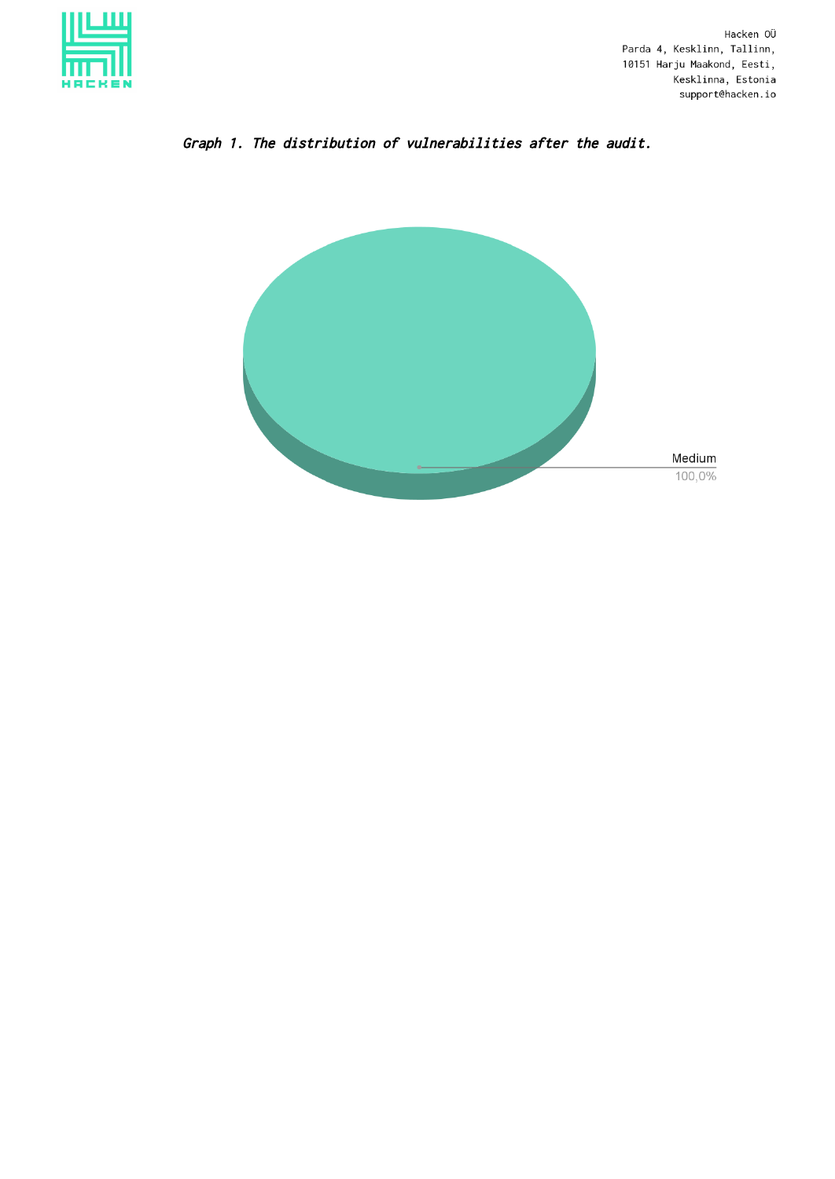*Graph 1. The distribution of vulnerabilities after the audit.*

Medium
100,0%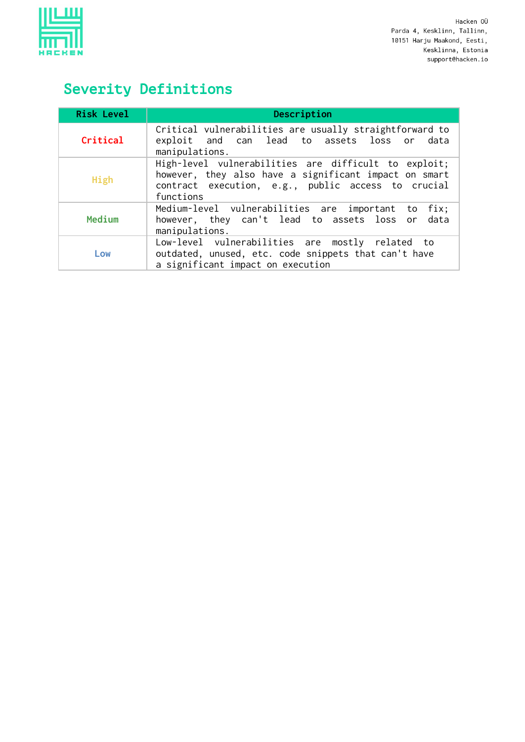## Severity Definitions

| Risk Level | Description |
|---|---|
| Critical | Critical vulnerabilities are usually straightforward to exploit and can lead to assets loss or data manipulations. |
| High | High-level vulnerabilities are difficult to exploit; however, they also have a significant impact on smart contract execution, e.g., public access to crucial functions |
| Medium | Medium-level vulnerabilities are important to fix; however, they can't lead to assets loss or data manipulations. |
| Low | Low-level vulnerabilities are mostly related to outdated, unused, etc. code snippets that can't have a significant impact on execution |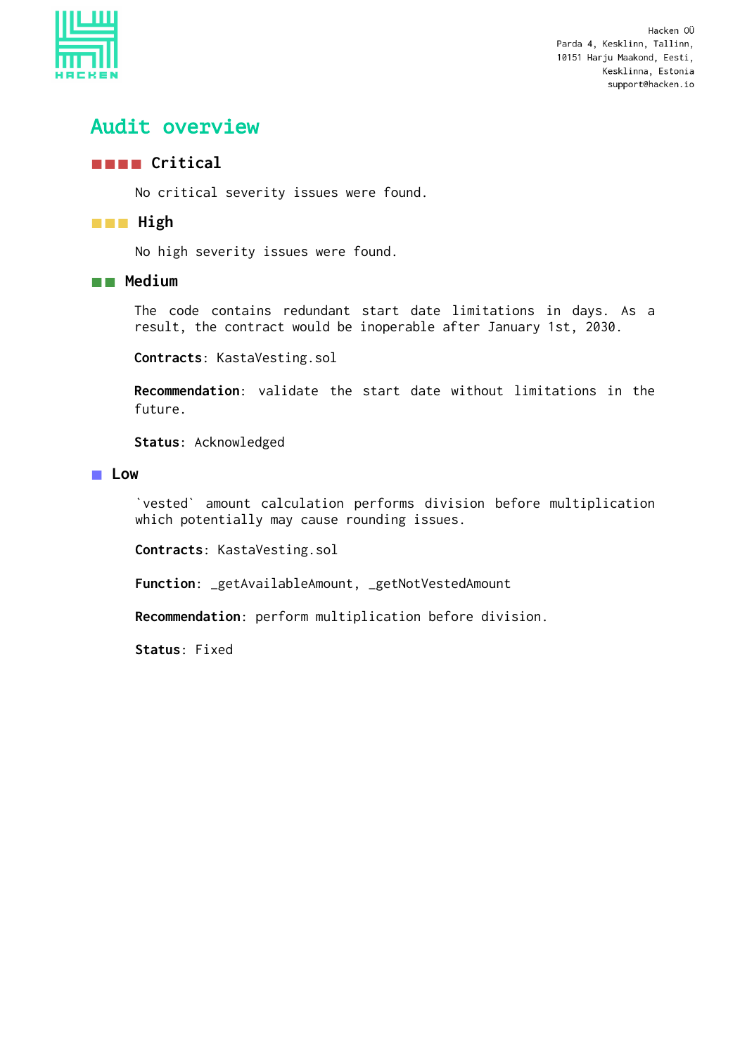# Audit overview

## ■■■■ Critical

No critical severity issues were found.

## ■■■ High

No high severity issues were found.

## ■■ Medium

The code contains redundant start date limitations in days. As a result, the contract would be inoperable after January 1st, 2030.

**Contracts**: KastaVesting.sol

**Recommendation**: validate the start date without limitations in the future.

**Status**: Acknowledged

## ■ Low

`vested` amount calculation performs division before multiplication which potentially may cause rounding issues.

**Contracts**: KastaVesting.sol

**Function**: _getAvailableAmount, _getNotVestedAmount

**Recommendation**: perform multiplication before division.

**Status**: Fixed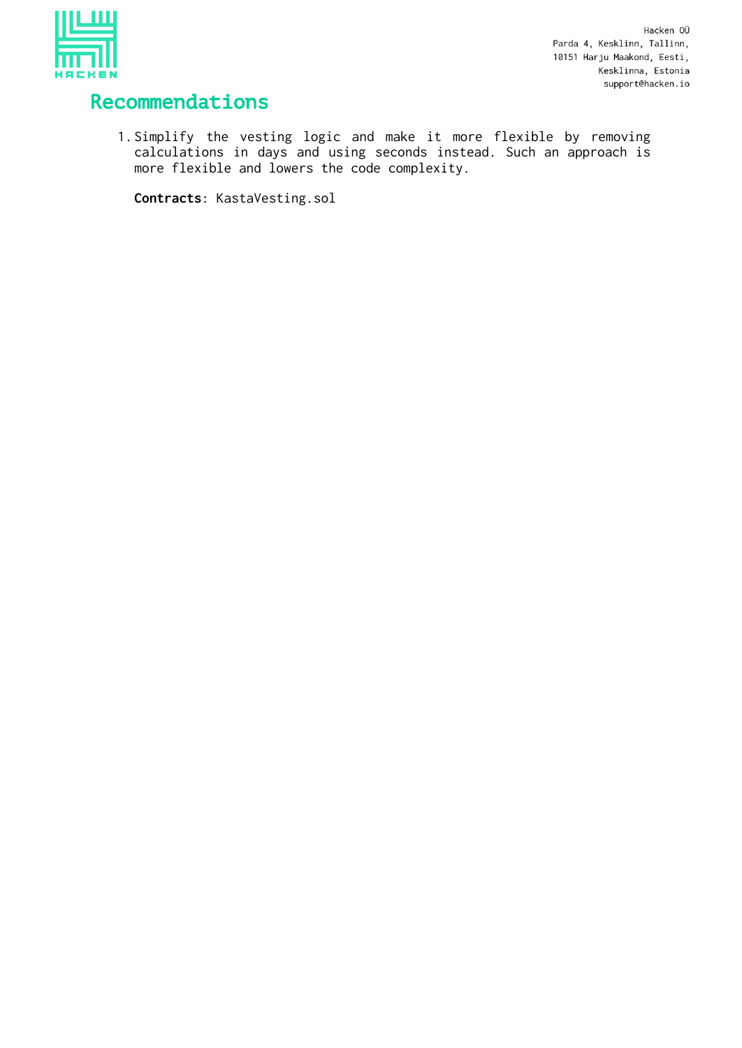## Recommendations

1. Simplify the vesting logic and make it more flexible by removing calculations in days and using seconds instead. Such an approach is more flexible and lowers the code complexity.

   **Contracts**: KastaVesting.sol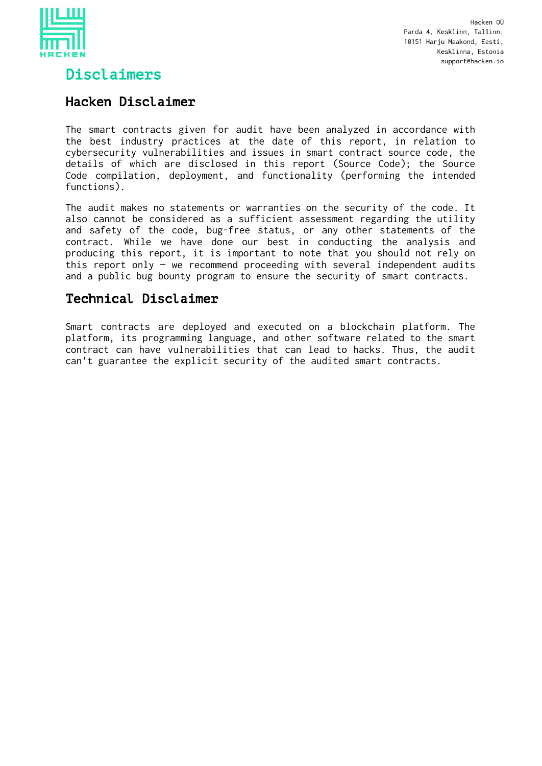# Disclaimers

## Hacken Disclaimer

The smart contracts given for audit have been analyzed in accordance with the best industry practices at the date of this report, in relation to cybersecurity vulnerabilities and issues in smart contract source code, the details of which are disclosed in this report (Source Code); the Source Code compilation, deployment, and functionality (performing the intended functions).

The audit makes no statements or warranties on the security of the code. It also cannot be considered as a sufficient assessment regarding the utility and safety of the code, bug-free status, or any other statements of the contract. While we have done our best in conducting the analysis and producing this report, it is important to note that you should not rely on this report only — we recommend proceeding with several independent audits and a public bug bounty program to ensure the security of smart contracts.

## Technical Disclaimer

Smart contracts are deployed and executed on a blockchain platform. The platform, its programming language, and other software related to the smart contract can have vulnerabilities that can lead to hacks. Thus, the audit can't guarantee the explicit security of the audited smart contracts.